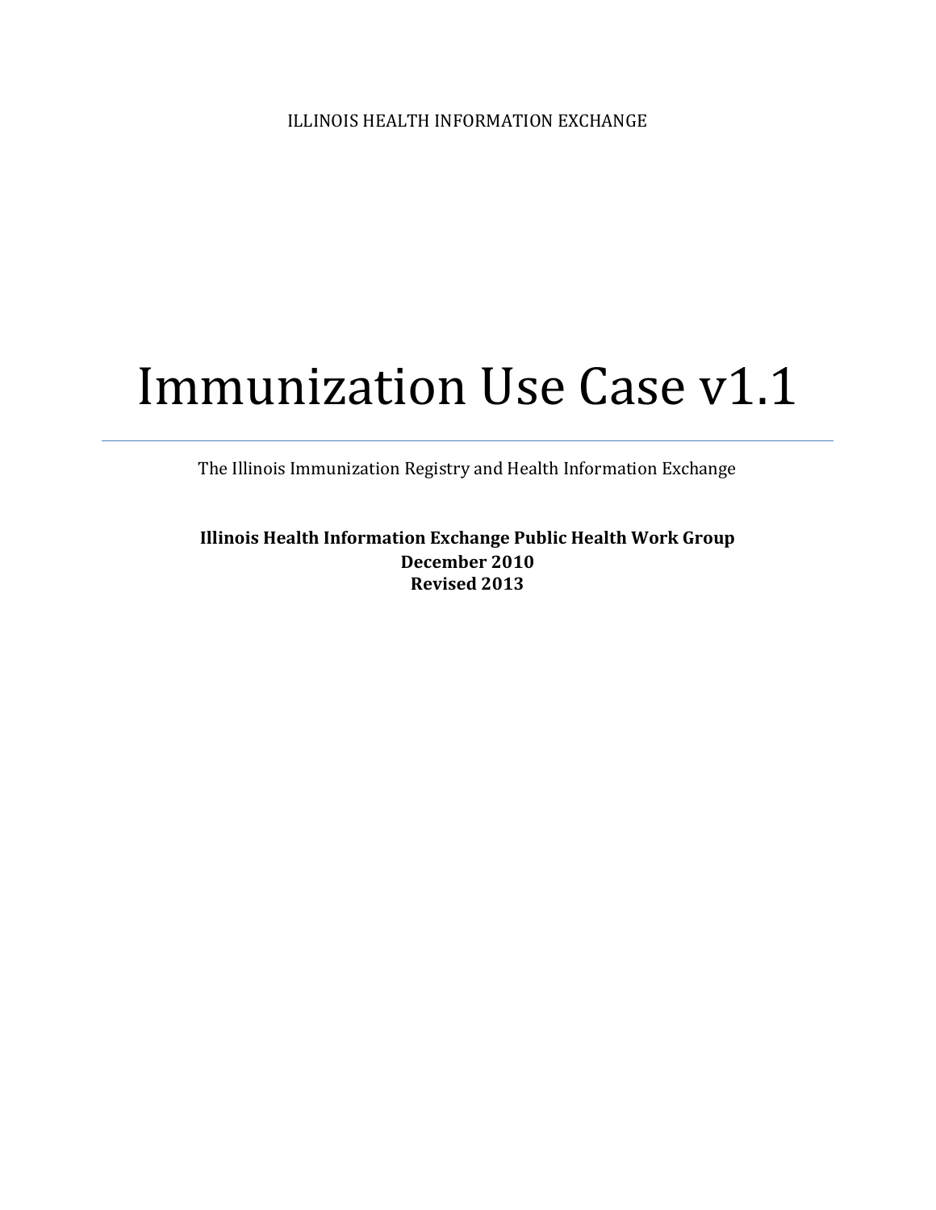ILLINOIS HEALTH INFORMATION EXCHANGE

# Immunization Use Case v1.1

The Illinois Immunization Registry and Health Information Exchange

**Illinois Health Information Exchange Public Health Work Group**
**December 2010**
**Revised 2013**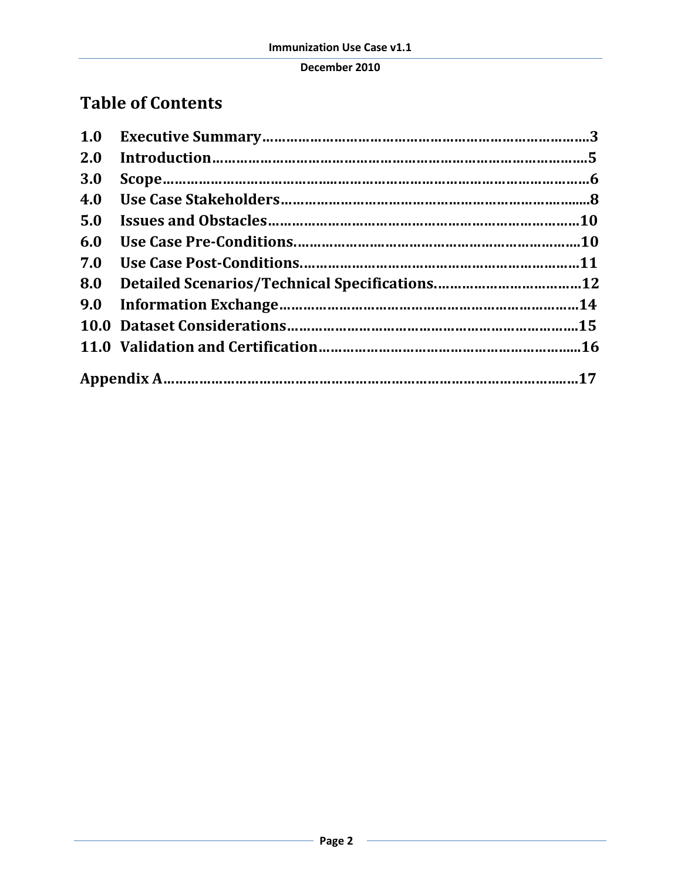# Table of Contents

1.0 Executive Summary……………………………………………………………………….3
2.0 Introduction……………………………………………………………………………….5
3.0 Scope……………………………………………………………………………………….6
4.0 Use Case Stakeholders……………………………………………………………….8
5.0 Issues and Obstacles………………………………………………………………10
6.0 Use Case Pre-Conditions…………………………………………………………….10
7.0 Use Case Post-Conditions……………………………………………………………11
8.0 Detailed Scenarios/Technical Specifications………………………………12
9.0 Information Exchange…………………………………………………………………14
10.0 Dataset Considerations………………………………………………………………15
11.0 Validation and Certification…………………………………………………………16

Appendix A……………………………………………………………………………………….17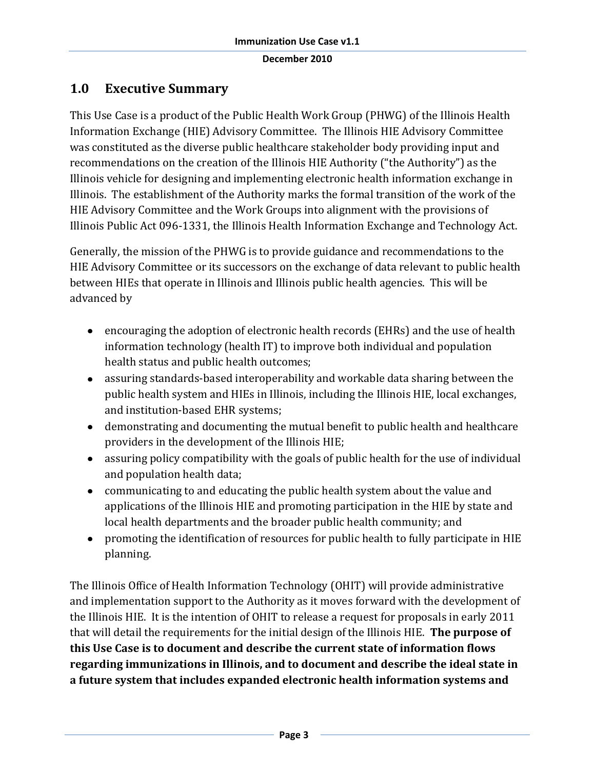## 1.0 Executive Summary

This Use Case is a product of the Public Health Work Group (PHWG) of the Illinois Health Information Exchange (HIE) Advisory Committee. The Illinois HIE Advisory Committee was constituted as the diverse public healthcare stakeholder body providing input and recommendations on the creation of the Illinois HIE Authority ("the Authority") as the Illinois vehicle for designing and implementing electronic health information exchange in Illinois. The establishment of the Authority marks the formal transition of the work of the HIE Advisory Committee and the Work Groups into alignment with the provisions of Illinois Public Act 096-1331, the Illinois Health Information Exchange and Technology Act.

Generally, the mission of the PHWG is to provide guidance and recommendations to the HIE Advisory Committee or its successors on the exchange of data relevant to public health between HIEs that operate in Illinois and Illinois public health agencies. This will be advanced by

- encouraging the adoption of electronic health records (EHRs) and the use of health information technology (health IT) to improve both individual and population health status and public health outcomes;
- assuring standards-based interoperability and workable data sharing between the public health system and HIEs in Illinois, including the Illinois HIE, local exchanges, and institution-based EHR systems;
- demonstrating and documenting the mutual benefit to public health and healthcare providers in the development of the Illinois HIE;
- assuring policy compatibility with the goals of public health for the use of individual and population health data;
- communicating to and educating the public health system about the value and applications of the Illinois HIE and promoting participation in the HIE by state and local health departments and the broader public health community; and
- promoting the identification of resources for public health to fully participate in HIE planning.

The Illinois Office of Health Information Technology (OHIT) will provide administrative and implementation support to the Authority as it moves forward with the development of the Illinois HIE. It is the intention of OHIT to release a request for proposals in early 2011 that will detail the requirements for the initial design of the Illinois HIE. **The purpose of this Use Case is to document and describe the current state of information flows regarding immunizations in Illinois, and to document and describe the ideal state in a future system that includes expanded electronic health information systems and**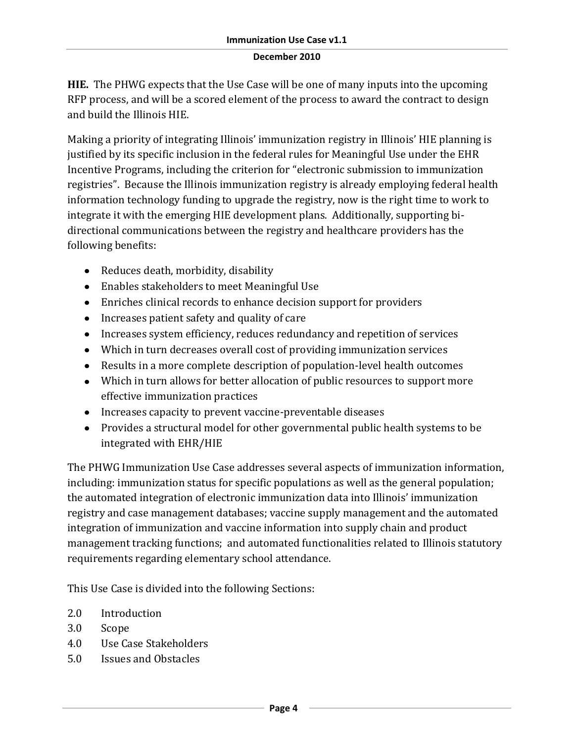**HIE.** The PHWG expects that the Use Case will be one of many inputs into the upcoming RFP process, and will be a scored element of the process to award the contract to design and build the Illinois HIE.

Making a priority of integrating Illinois' immunization registry in Illinois' HIE planning is justified by its specific inclusion in the federal rules for Meaningful Use under the EHR Incentive Programs, including the criterion for "electronic submission to immunization registries". Because the Illinois immunization registry is already employing federal health information technology funding to upgrade the registry, now is the right time to work to integrate it with the emerging HIE development plans. Additionally, supporting bi-directional communications between the registry and healthcare providers has the following benefits:

- Reduces death, morbidity, disability
- Enables stakeholders to meet Meaningful Use
- Enriches clinical records to enhance decision support for providers
- Increases patient safety and quality of care
- Increases system efficiency, reduces redundancy and repetition of services
- Which in turn decreases overall cost of providing immunization services
- Results in a more complete description of population-level health outcomes
- Which in turn allows for better allocation of public resources to support more effective immunization practices
- Increases capacity to prevent vaccine-preventable diseases
- Provides a structural model for other governmental public health systems to be integrated with EHR/HIE

The PHWG Immunization Use Case addresses several aspects of immunization information, including: immunization status for specific populations as well as the general population; the automated integration of electronic immunization data into Illinois' immunization registry and case management databases; vaccine supply management and the automated integration of immunization and vaccine information into supply chain and product management tracking functions; and automated functionalities related to Illinois statutory requirements regarding elementary school attendance.

This Use Case is divided into the following Sections:

2.0 Introduction
3.0 Scope
4.0 Use Case Stakeholders
5.0 Issues and Obstacles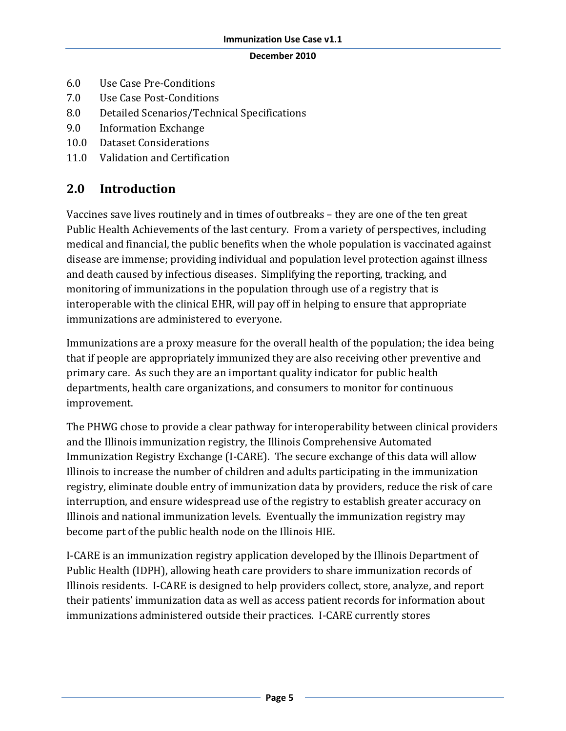6.0 Use Case Pre-Conditions
7.0 Use Case Post-Conditions
8.0 Detailed Scenarios/Technical Specifications
9.0 Information Exchange
10.0 Dataset Considerations
11.0 Validation and Certification

## 2.0 Introduction

Vaccines save lives routinely and in times of outbreaks – they are one of the ten great Public Health Achievements of the last century. From a variety of perspectives, including medical and financial, the public benefits when the whole population is vaccinated against disease are immense; providing individual and population level protection against illness and death caused by infectious diseases. Simplifying the reporting, tracking, and monitoring of immunizations in the population through use of a registry that is interoperable with the clinical EHR, will pay off in helping to ensure that appropriate immunizations are administered to everyone.

Immunizations are a proxy measure for the overall health of the population; the idea being that if people are appropriately immunized they are also receiving other preventive and primary care. As such they are an important quality indicator for public health departments, health care organizations, and consumers to monitor for continuous improvement.

The PHWG chose to provide a clear pathway for interoperability between clinical providers and the Illinois immunization registry, the Illinois Comprehensive Automated Immunization Registry Exchange (I-CARE). The secure exchange of this data will allow Illinois to increase the number of children and adults participating in the immunization registry, eliminate double entry of immunization data by providers, reduce the risk of care interruption, and ensure widespread use of the registry to establish greater accuracy on Illinois and national immunization levels. Eventually the immunization registry may become part of the public health node on the Illinois HIE.

I-CARE is an immunization registry application developed by the Illinois Department of Public Health (IDPH), allowing heath care providers to share immunization records of Illinois residents. I-CARE is designed to help providers collect, store, analyze, and report their patients' immunization data as well as access patient records for information about immunizations administered outside their practices. I-CARE currently stores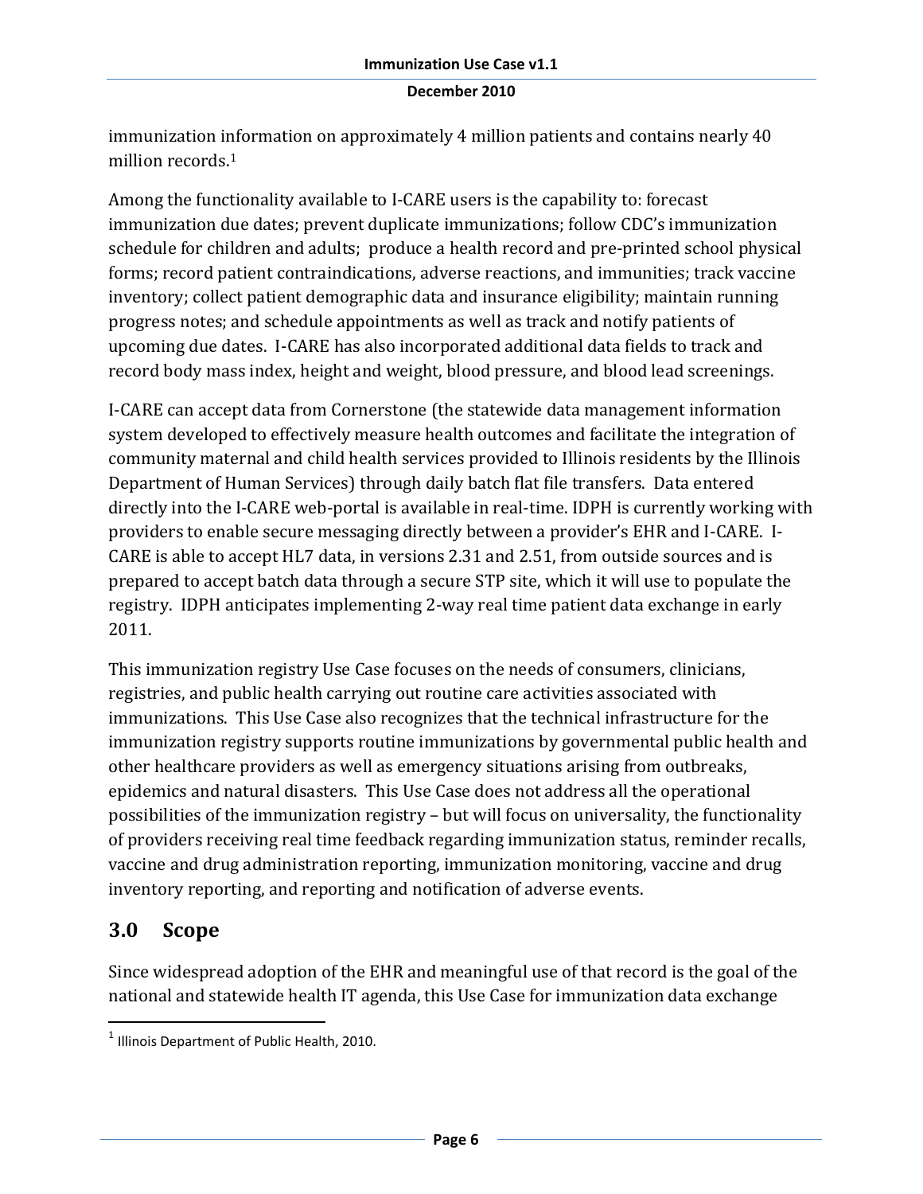immunization information on approximately 4 million patients and contains nearly 40 million records.[1]

Among the functionality available to I-CARE users is the capability to: forecast immunization due dates; prevent duplicate immunizations; follow CDC's immunization schedule for children and adults; produce a health record and pre-printed school physical forms; record patient contraindications, adverse reactions, and immunities; track vaccine inventory; collect patient demographic data and insurance eligibility; maintain running progress notes; and schedule appointments as well as track and notify patients of upcoming due dates. I-CARE has also incorporated additional data fields to track and record body mass index, height and weight, blood pressure, and blood lead screenings.

I-CARE can accept data from Cornerstone (the statewide data management information system developed to effectively measure health outcomes and facilitate the integration of community maternal and child health services provided to Illinois residents by the Illinois Department of Human Services) through daily batch flat file transfers. Data entered directly into the I-CARE web-portal is available in real-time. IDPH is currently working with providers to enable secure messaging directly between a provider's EHR and I-CARE. I-CARE is able to accept HL7 data, in versions 2.31 and 2.51, from outside sources and is prepared to accept batch data through a secure STP site, which it will use to populate the registry. IDPH anticipates implementing 2-way real time patient data exchange in early 2011.

This immunization registry Use Case focuses on the needs of consumers, clinicians, registries, and public health carrying out routine care activities associated with immunizations. This Use Case also recognizes that the technical infrastructure for the immunization registry supports routine immunizations by governmental public health and other healthcare providers as well as emergency situations arising from outbreaks, epidemics and natural disasters. This Use Case does not address all the operational possibilities of the immunization registry – but will focus on universality, the functionality of providers receiving real time feedback regarding immunization status, reminder recalls, vaccine and drug administration reporting, immunization monitoring, vaccine and drug inventory reporting, and reporting and notification of adverse events.

## 3.0 Scope

Since widespread adoption of the EHR and meaningful use of that record is the goal of the national and statewide health IT agenda, this Use Case for immunization data exchange

---

[1] Illinois Department of Public Health, 2010.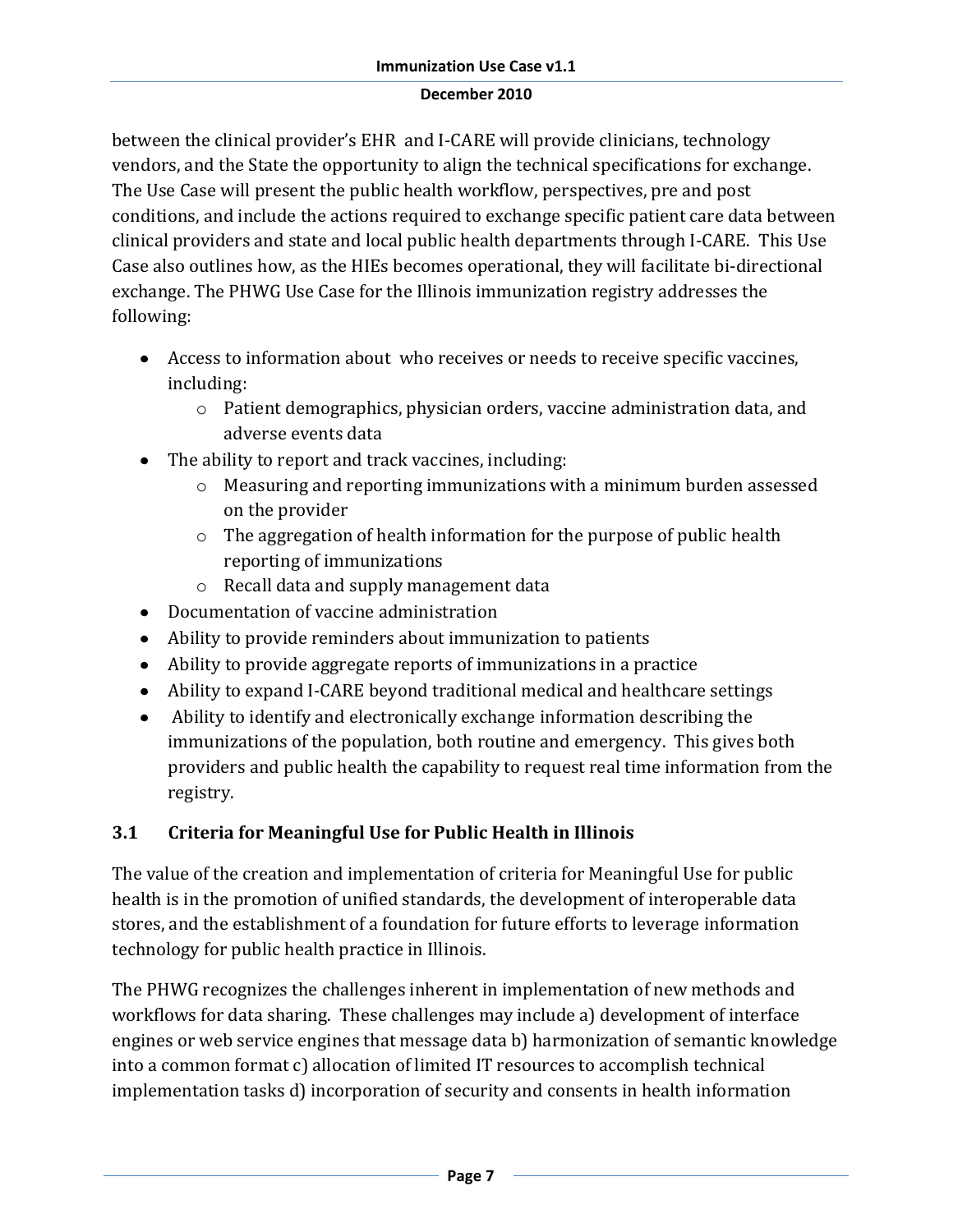between the clinical provider's EHR and I-CARE will provide clinicians, technology vendors, and the State the opportunity to align the technical specifications for exchange. The Use Case will present the public health workflow, perspectives, pre and post conditions, and include the actions required to exchange specific patient care data between clinical providers and state and local public health departments through I-CARE. This Use Case also outlines how, as the HIEs becomes operational, they will facilitate bi-directional exchange. The PHWG Use Case for the Illinois immunization registry addresses the following:

- Access to information about who receives or needs to receive specific vaccines, including:
  - Patient demographics, physician orders, vaccine administration data, and adverse events data
- The ability to report and track vaccines, including:
  - Measuring and reporting immunizations with a minimum burden assessed on the provider
  - The aggregation of health information for the purpose of public health reporting of immunizations
  - Recall data and supply management data
- Documentation of vaccine administration
- Ability to provide reminders about immunization to patients
- Ability to provide aggregate reports of immunizations in a practice
- Ability to expand I-CARE beyond traditional medical and healthcare settings
- Ability to identify and electronically exchange information describing the immunizations of the population, both routine and emergency. This gives both providers and public health the capability to request real time information from the registry.

## 3.1 Criteria for Meaningful Use for Public Health in Illinois

The value of the creation and implementation of criteria for Meaningful Use for public health is in the promotion of unified standards, the development of interoperable data stores, and the establishment of a foundation for future efforts to leverage information technology for public health practice in Illinois.

The PHWG recognizes the challenges inherent in implementation of new methods and workflows for data sharing. These challenges may include a) development of interface engines or web service engines that message data b) harmonization of semantic knowledge into a common format c) allocation of limited IT resources to accomplish technical implementation tasks d) incorporation of security and consents in health information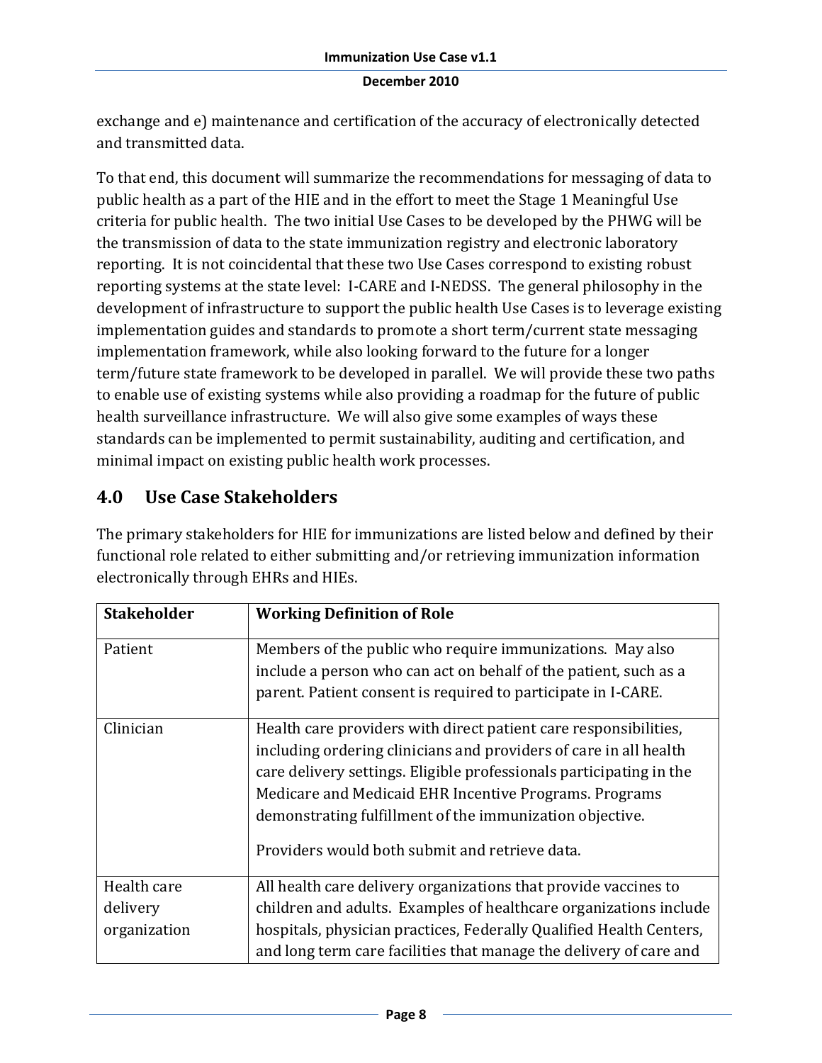exchange and e) maintenance and certification of the accuracy of electronically detected and transmitted data.

To that end, this document will summarize the recommendations for messaging of data to public health as a part of the HIE and in the effort to meet the Stage 1 Meaningful Use criteria for public health. The two initial Use Cases to be developed by the PHWG will be the transmission of data to the state immunization registry and electronic laboratory reporting. It is not coincidental that these two Use Cases correspond to existing robust reporting systems at the state level: I-CARE and I-NEDSS. The general philosophy in the development of infrastructure to support the public health Use Cases is to leverage existing implementation guides and standards to promote a short term/current state messaging implementation framework, while also looking forward to the future for a longer term/future state framework to be developed in parallel. We will provide these two paths to enable use of existing systems while also providing a roadmap for the future of public health surveillance infrastructure. We will also give some examples of ways these standards can be implemented to permit sustainability, auditing and certification, and minimal impact on existing public health work processes.

## 4.0 Use Case Stakeholders

The primary stakeholders for HIE for immunizations are listed below and defined by their functional role related to either submitting and/or retrieving immunization information electronically through EHRs and HIEs.

| Stakeholder | Working Definition of Role |
|---|---|
| Patient | Members of the public who require immunizations. May also include a person who can act on behalf of the patient, such as a parent. Patient consent is required to participate in I-CARE. |
| Clinician | Health care providers with direct patient care responsibilities, including ordering clinicians and providers of care in all health care delivery settings. Eligible professionals participating in the Medicare and Medicaid EHR Incentive Programs. Programs demonstrating fulfillment of the immunization objective.<br><br>Providers would both submit and retrieve data. |
| Health care delivery organization | All health care delivery organizations that provide vaccines to children and adults. Examples of healthcare organizations include hospitals, physician practices, Federally Qualified Health Centers, and long term care facilities that manage the delivery of care and |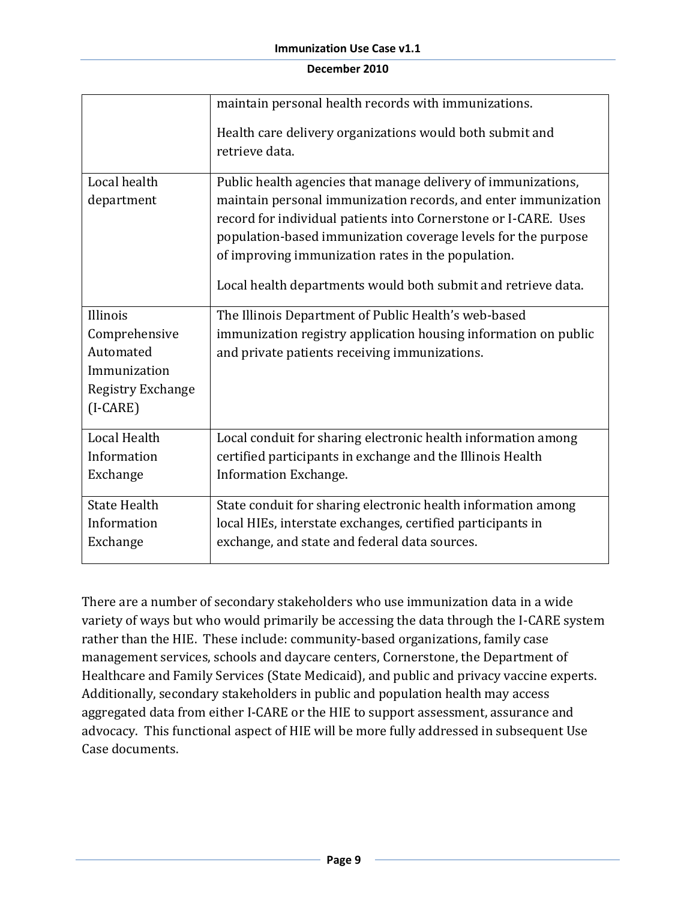| | |
|---|---|
| | maintain personal health records with immunizations.<br><br>Health care delivery organizations would both submit and retrieve data. |
| Local health department | Public health agencies that manage delivery of immunizations, maintain personal immunization records, and enter immunization record for individual patients into Cornerstone or I-CARE. Uses population-based immunization coverage levels for the purpose of improving immunization rates in the population.<br><br>Local health departments would both submit and retrieve data. |
| Illinois Comprehensive Automated Immunization Registry Exchange (I-CARE) | The Illinois Department of Public Health's web-based immunization registry application housing information on public and private patients receiving immunizations. |
| Local Health Information Exchange | Local conduit for sharing electronic health information among certified participants in exchange and the Illinois Health Information Exchange. |
| State Health Information Exchange | State conduit for sharing electronic health information among local HIEs, interstate exchanges, certified participants in exchange, and state and federal data sources. |

There are a number of secondary stakeholders who use immunization data in a wide variety of ways but who would primarily be accessing the data through the I-CARE system rather than the HIE. These include: community-based organizations, family case management services, schools and daycare centers, Cornerstone, the Department of Healthcare and Family Services (State Medicaid), and public and privacy vaccine experts. Additionally, secondary stakeholders in public and population health may access aggregated data from either I-CARE or the HIE to support assessment, assurance and advocacy. This functional aspect of HIE will be more fully addressed in subsequent Use Case documents.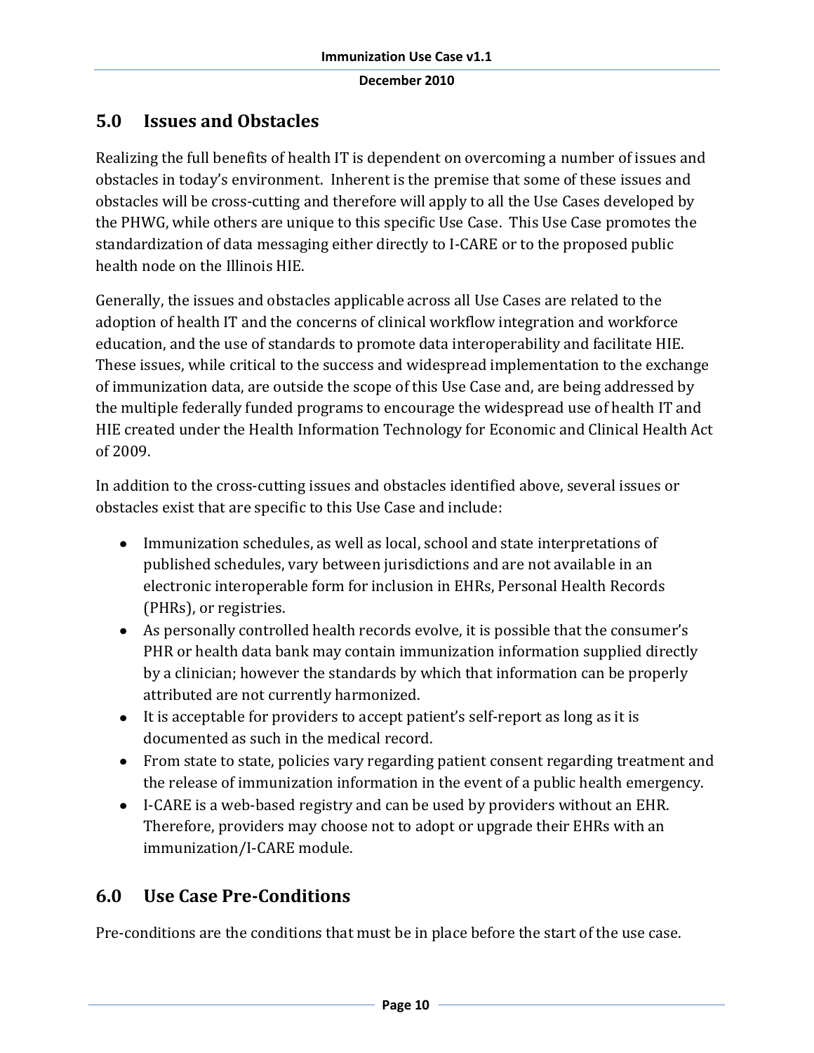## 5.0 Issues and Obstacles

Realizing the full benefits of health IT is dependent on overcoming a number of issues and obstacles in today's environment. Inherent is the premise that some of these issues and obstacles will be cross-cutting and therefore will apply to all the Use Cases developed by the PHWG, while others are unique to this specific Use Case. This Use Case promotes the standardization of data messaging either directly to I-CARE or to the proposed public health node on the Illinois HIE.

Generally, the issues and obstacles applicable across all Use Cases are related to the adoption of health IT and the concerns of clinical workflow integration and workforce education, and the use of standards to promote data interoperability and facilitate HIE. These issues, while critical to the success and widespread implementation to the exchange of immunization data, are outside the scope of this Use Case and, are being addressed by the multiple federally funded programs to encourage the widespread use of health IT and HIE created under the Health Information Technology for Economic and Clinical Health Act of 2009.

In addition to the cross-cutting issues and obstacles identified above, several issues or obstacles exist that are specific to this Use Case and include:

- Immunization schedules, as well as local, school and state interpretations of published schedules, vary between jurisdictions and are not available in an electronic interoperable form for inclusion in EHRs, Personal Health Records (PHRs), or registries.
- As personally controlled health records evolve, it is possible that the consumer's PHR or health data bank may contain immunization information supplied directly by a clinician; however the standards by which that information can be properly attributed are not currently harmonized.
- It is acceptable for providers to accept patient's self-report as long as it is documented as such in the medical record.
- From state to state, policies vary regarding patient consent regarding treatment and the release of immunization information in the event of a public health emergency.
- I-CARE is a web-based registry and can be used by providers without an EHR. Therefore, providers may choose not to adopt or upgrade their EHRs with an immunization/I-CARE module.

## 6.0 Use Case Pre-Conditions

Pre-conditions are the conditions that must be in place before the start of the use case.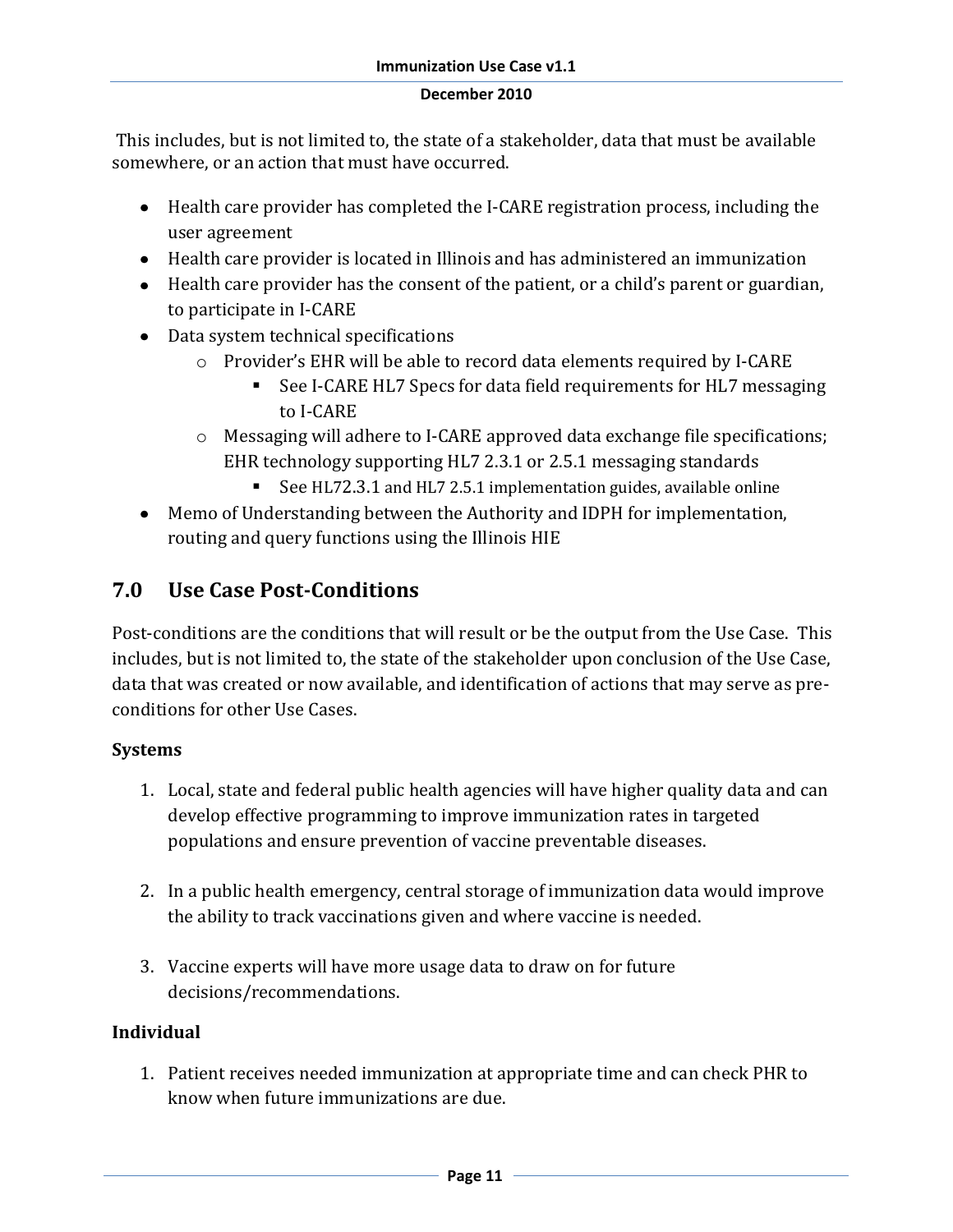This includes, but is not limited to, the state of a stakeholder, data that must be available somewhere, or an action that must have occurred.

- Health care provider has completed the I-CARE registration process, including the user agreement
- Health care provider is located in Illinois and has administered an immunization
- Health care provider has the consent of the patient, or a child's parent or guardian, to participate in I-CARE
- Data system technical specifications
  - Provider's EHR will be able to record data elements required by I-CARE
    - See I-CARE HL7 Specs for data field requirements for HL7 messaging to I-CARE
  - Messaging will adhere to I-CARE approved data exchange file specifications; EHR technology supporting HL7 2.3.1 or 2.5.1 messaging standards
    - See HL72.3.1 and HL7 2.5.1 implementation guides, available online
- Memo of Understanding between the Authority and IDPH for implementation, routing and query functions using the Illinois HIE

## 7.0 Use Case Post-Conditions

Post-conditions are the conditions that will result or be the output from the Use Case. This includes, but is not limited to, the state of the stakeholder upon conclusion of the Use Case, data that was created or now available, and identification of actions that may serve as pre-conditions for other Use Cases.

**Systems**

1. Local, state and federal public health agencies will have higher quality data and can develop effective programming to improve immunization rates in targeted populations and ensure prevention of vaccine preventable diseases.

2. In a public health emergency, central storage of immunization data would improve the ability to track vaccinations given and where vaccine is needed.

3. Vaccine experts will have more usage data to draw on for future decisions/recommendations.

**Individual**

1. Patient receives needed immunization at appropriate time and can check PHR to know when future immunizations are due.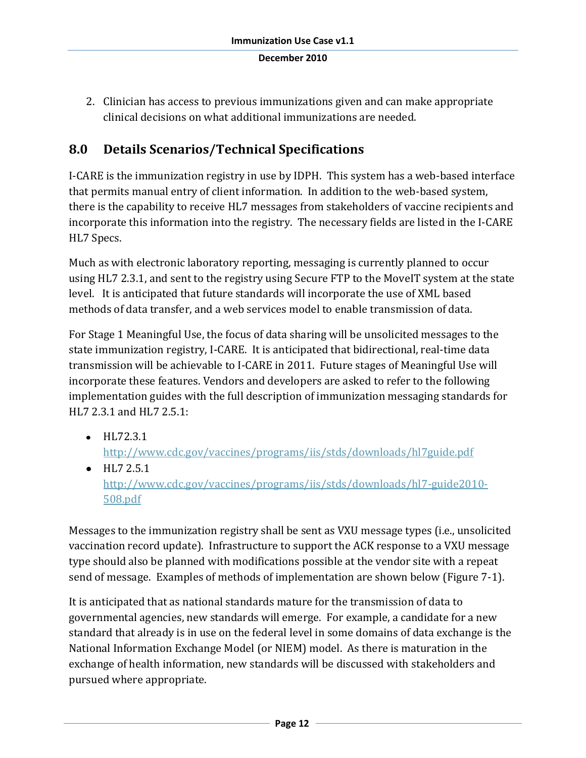2. Clinician has access to previous immunizations given and can make appropriate clinical decisions on what additional immunizations are needed.

## 8.0 Details Scenarios/Technical Specifications

I-CARE is the immunization registry in use by IDPH. This system has a web-based interface that permits manual entry of client information. In addition to the web-based system, there is the capability to receive HL7 messages from stakeholders of vaccine recipients and incorporate this information into the registry. The necessary fields are listed in the I-CARE HL7 Specs.

Much as with electronic laboratory reporting, messaging is currently planned to occur using HL7 2.3.1, and sent to the registry using Secure FTP to the MoveIT system at the state level. It is anticipated that future standards will incorporate the use of XML based methods of data transfer, and a web services model to enable transmission of data.

For Stage 1 Meaningful Use, the focus of data sharing will be unsolicited messages to the state immunization registry, I-CARE. It is anticipated that bidirectional, real-time data transmission will be achievable to I-CARE in 2011. Future stages of Meaningful Use will incorporate these features. Vendors and developers are asked to refer to the following implementation guides with the full description of immunization messaging standards for HL7 2.3.1 and HL7 2.5.1:

- HL72.3.1
  http://www.cdc.gov/vaccines/programs/iis/stds/downloads/hl7guide.pdf
- HL7 2.5.1
  http://www.cdc.gov/vaccines/programs/iis/stds/downloads/hl7-guide2010-508.pdf

Messages to the immunization registry shall be sent as VXU message types (i.e., unsolicited vaccination record update). Infrastructure to support the ACK response to a VXU message type should also be planned with modifications possible at the vendor site with a repeat send of message. Examples of methods of implementation are shown below (Figure 7-1).

It is anticipated that as national standards mature for the transmission of data to governmental agencies, new standards will emerge. For example, a candidate for a new standard that already is in use on the federal level in some domains of data exchange is the National Information Exchange Model (or NIEM) model. As there is maturation in the exchange of health information, new standards will be discussed with stakeholders and pursued where appropriate.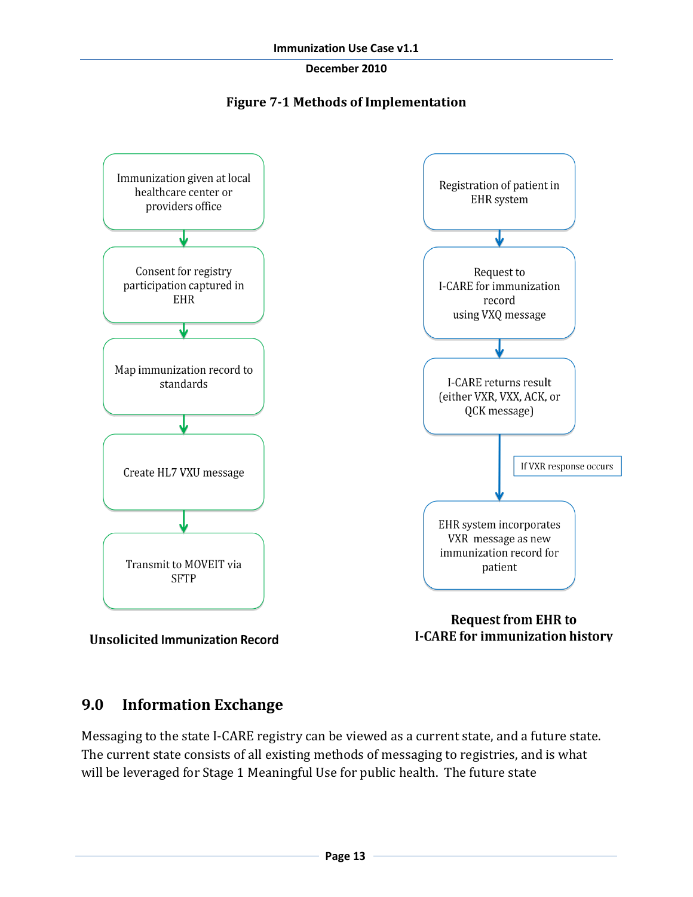**Figure 7-1 Methods of Implementation**

Immunization given at local healthcare center or providers office

Consent for registry participation captured in EHR

Map immunization record to standards

Create HL7 VXU message

Transmit to MOVEIT via SFTP

**Unsolicited Immunization Record**

Registration of patient in EHR system

Request to I-CARE for immunization record using VXQ message

I-CARE returns result (either VXR, VXX, ACK, or QCK message)

If VXR response occurs

EHR system incorporates VXR message as new immunization record for patient

**Request from EHR to I-CARE for immunization history**

## 9.0 Information Exchange

Messaging to the state I-CARE registry can be viewed as a current state, and a future state. The current state consists of all existing methods of messaging to registries, and is what will be leveraged for Stage 1 Meaningful Use for public health. The future state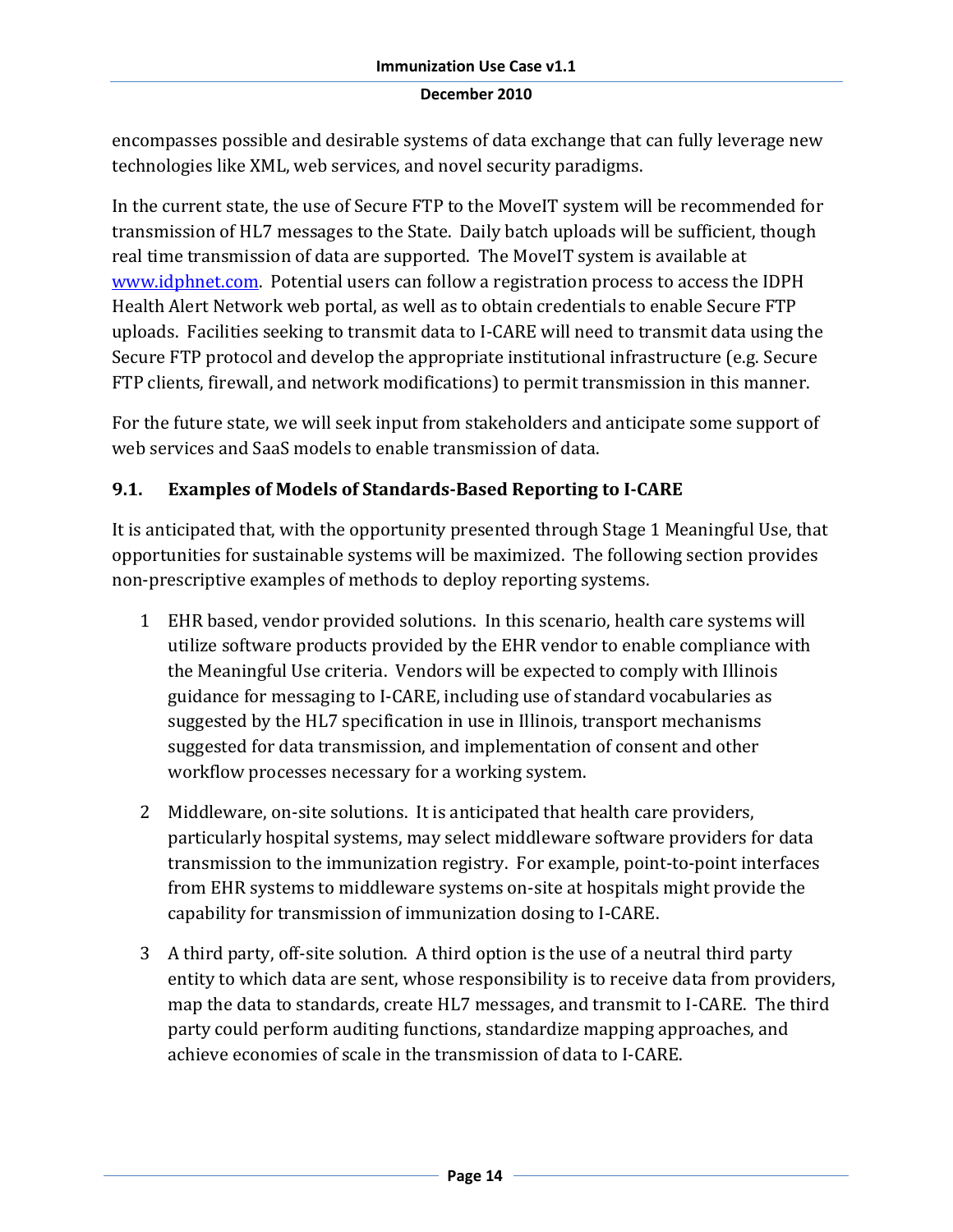encompasses possible and desirable systems of data exchange that can fully leverage new technologies like XML, web services, and novel security paradigms.

In the current state, the use of Secure FTP to the MoveIT system will be recommended for transmission of HL7 messages to the State. Daily batch uploads will be sufficient, though real time transmission of data are supported. The MoveIT system is available at [www.idphnet.com](www.idphnet.com). Potential users can follow a registration process to access the IDPH Health Alert Network web portal, as well as to obtain credentials to enable Secure FTP uploads. Facilities seeking to transmit data to I-CARE will need to transmit data using the Secure FTP protocol and develop the appropriate institutional infrastructure (e.g. Secure FTP clients, firewall, and network modifications) to permit transmission in this manner.

For the future state, we will seek input from stakeholders and anticipate some support of web services and SaaS models to enable transmission of data.

## 9.1. Examples of Models of Standards-Based Reporting to I-CARE

It is anticipated that, with the opportunity presented through Stage 1 Meaningful Use, that opportunities for sustainable systems will be maximized. The following section provides non-prescriptive examples of methods to deploy reporting systems.

1. EHR based, vendor provided solutions. In this scenario, health care systems will utilize software products provided by the EHR vendor to enable compliance with the Meaningful Use criteria. Vendors will be expected to comply with Illinois guidance for messaging to I-CARE, including use of standard vocabularies as suggested by the HL7 specification in use in Illinois, transport mechanisms suggested for data transmission, and implementation of consent and other workflow processes necessary for a working system.

2. Middleware, on-site solutions. It is anticipated that health care providers, particularly hospital systems, may select middleware software providers for data transmission to the immunization registry. For example, point-to-point interfaces from EHR systems to middleware systems on-site at hospitals might provide the capability for transmission of immunization dosing to I-CARE.

3. A third party, off-site solution. A third option is the use of a neutral third party entity to which data are sent, whose responsibility is to receive data from providers, map the data to standards, create HL7 messages, and transmit to I-CARE. The third party could perform auditing functions, standardize mapping approaches, and achieve economies of scale in the transmission of data to I-CARE.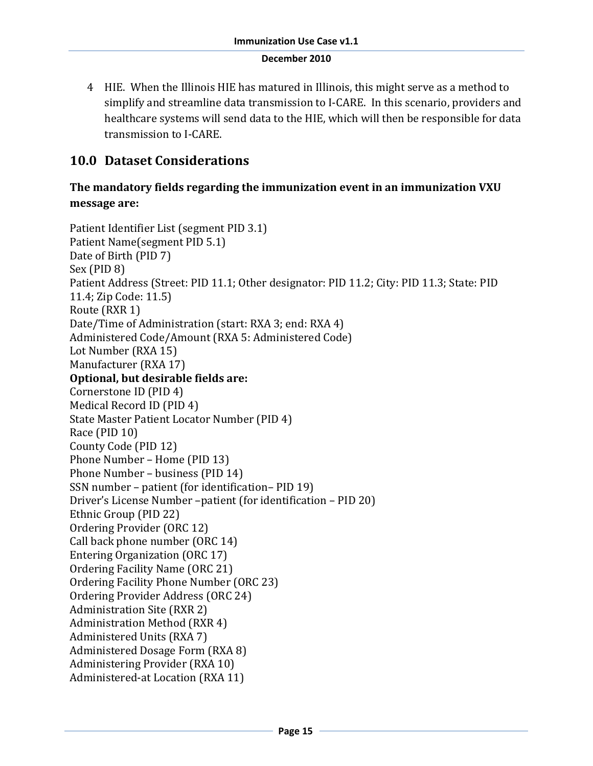4 HIE. When the Illinois HIE has matured in Illinois, this might serve as a method to simplify and streamline data transmission to I-CARE. In this scenario, providers and healthcare systems will send data to the HIE, which will then be responsible for data transmission to I-CARE.

## 10.0 Dataset Considerations

### The mandatory fields regarding the immunization event in an immunization VXU message are:

Patient Identifier List (segment PID 3.1)
Patient Name(segment PID 5.1)
Date of Birth (PID 7)
Sex (PID 8)
Patient Address (Street: PID 11.1; Other designator: PID 11.2; City: PID 11.3; State: PID 11.4; Zip Code: 11.5)
Route (RXR 1)
Date/Time of Administration (start: RXA 3; end: RXA 4)
Administered Code/Amount (RXA 5: Administered Code)
Lot Number (RXA 15)
Manufacturer (RXA 17)

**Optional, but desirable fields are:**

Cornerstone ID (PID 4)
Medical Record ID (PID 4)
State Master Patient Locator Number (PID 4)
Race (PID 10)
County Code (PID 12)
Phone Number – Home (PID 13)
Phone Number – business (PID 14)
SSN number – patient (for identification– PID 19)
Driver's License Number –patient (for identification – PID 20)
Ethnic Group (PID 22)
Ordering Provider (ORC 12)
Call back phone number (ORC 14)
Entering Organization (ORC 17)
Ordering Facility Name (ORC 21)
Ordering Facility Phone Number (ORC 23)
Ordering Provider Address (ORC 24)
Administration Site (RXR 2)
Administration Method (RXR 4)
Administered Units (RXA 7)
Administered Dosage Form (RXA 8)
Administering Provider (RXA 10)
Administered-at Location (RXA 11)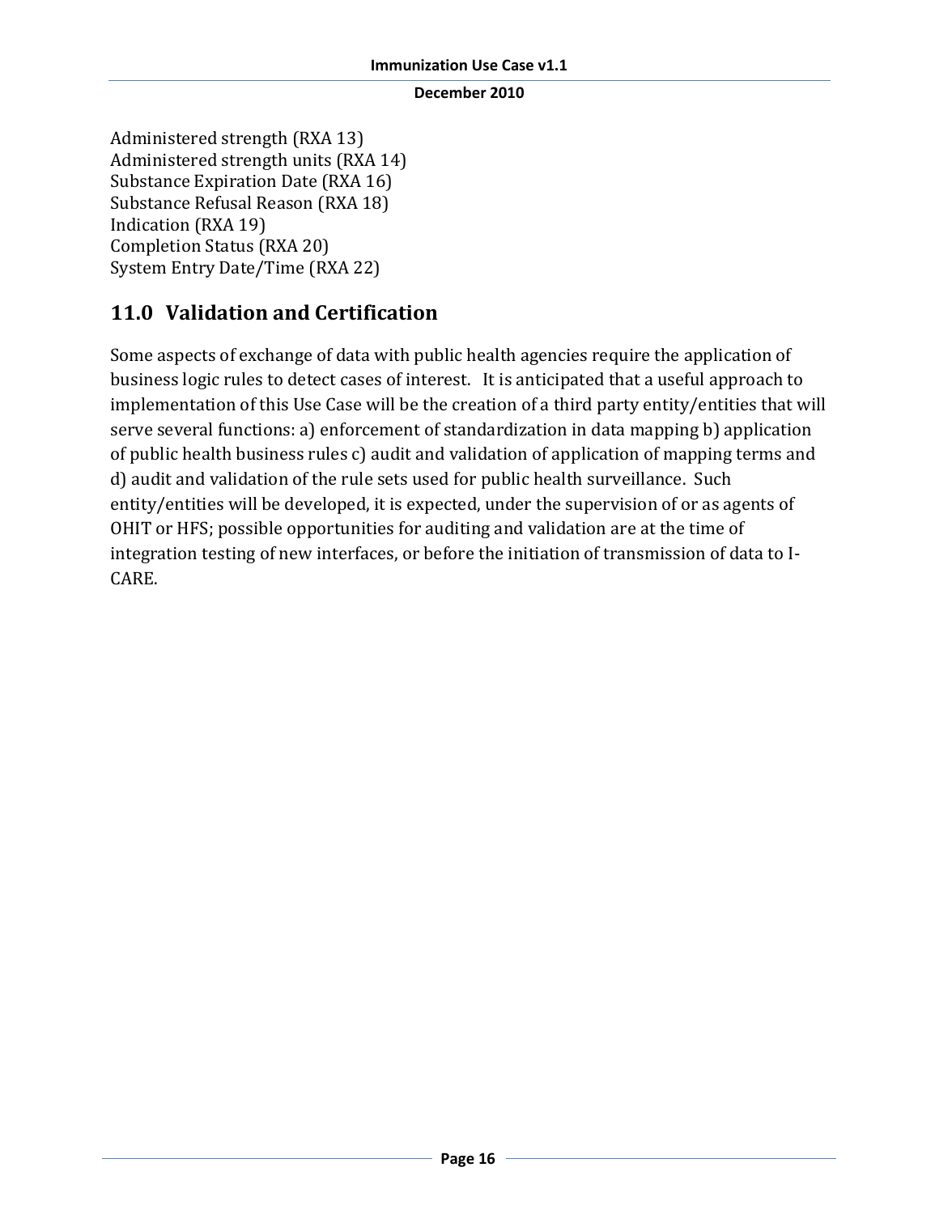Administered strength (RXA 13)
Administered strength units (RXA 14)
Substance Expiration Date (RXA 16)
Substance Refusal Reason (RXA 18)
Indication (RXA 19)
Completion Status (RXA 20)
System Entry Date/Time (RXA 22)

## 11.0 Validation and Certification

Some aspects of exchange of data with public health agencies require the application of business logic rules to detect cases of interest. It is anticipated that a useful approach to implementation of this Use Case will be the creation of a third party entity/entities that will serve several functions: a) enforcement of standardization in data mapping b) application of public health business rules c) audit and validation of application of mapping terms and d) audit and validation of the rule sets used for public health surveillance. Such entity/entities will be developed, it is expected, under the supervision of or as agents of OHIT or HFS; possible opportunities for auditing and validation are at the time of integration testing of new interfaces, or before the initiation of transmission of data to I-CARE.